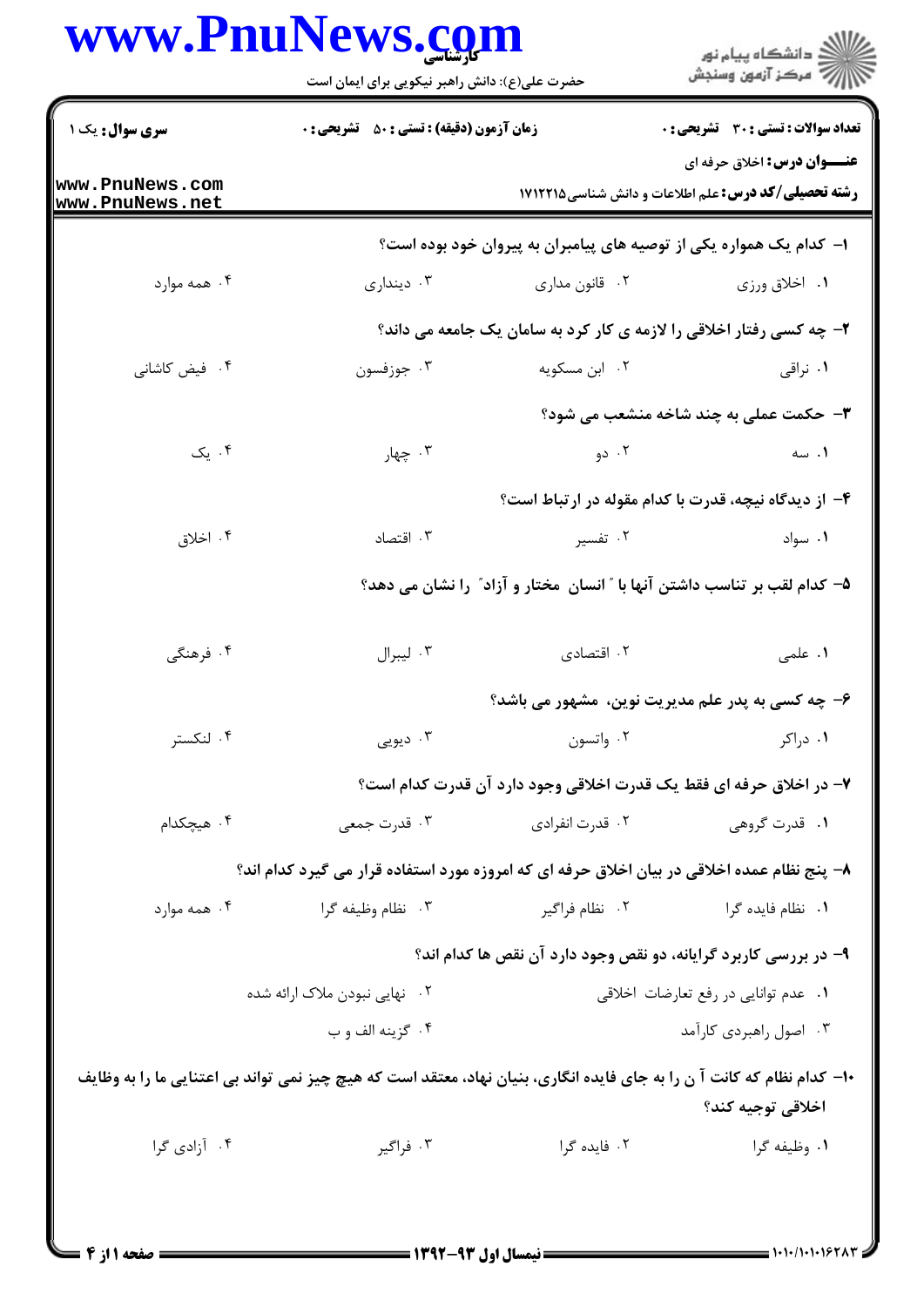**سری سوال:** یک ۱

**زمان آزمون (دقیقه) : تستی : ۵۰ تشریحی : ۰**

**تعداد سوالات : تستی : ۳۰ تشریحی : ۰**

**عنـــوان درس:** اخلاق حرفه ای

**رشته تحصیلی/کد درس:** علم اطلاعات و دانش شناسی ۱۷۱۲۲۱۵

**۱- کدام یک همواره یکی از توصیه های پیامبران به پیروان خود بوده است؟**

۱. اخلاق ورزی
۲. قانون مداری
۳. دینداری
۴. همه موارد

**۲- چه کسی رفتار اخلاقی را لازمه ی کار کرد به سامان یک جامعه می داند؟**

۱. نراقی
۲. ابن مسکویه
۳. جوزفسون
۴. فیض کاشانی

**۳- حکمت عملی به چند شاخه منشعب می شود؟**

۱. سه
۲. دو
۳. چهار
۴. یک

**۴- از دیدگاه نیچه، قدرت با کدام مقوله در ارتباط است؟**

۱. سواد
۲. تفسیر
۳. اقتصاد
۴. اخلاق

**۵- کدام لقب بر تناسب داشتن آنها با " انسان مختار و آزاد" را نشان می دهد؟**

۱. علمی
۲. اقتصادی
۳. لیبرال
۴. فرهنگی

**۶- چه کسی به پدر علم مدیریت نوین، مشهور می باشد؟**

۱. دراکر
۲. واتسون
۳. دیویی
۴. لنکستر

**۷- در اخلاق حرفه ای فقط یک قدرت اخلاقی وجود دارد آن قدرت کدام است؟**

۱. قدرت گروهی
۲. قدرت انفرادی
۳. قدرت جمعی
۴. هیچکدام

**۸- پنج نظام عمده اخلاقی در بیان اخلاق حرفه ای که امروزه مورد استفاده قرار می گیرد کدام اند؟**

۱. نظام فایده گرا
۲. نظام فراگیر
۳. نظام وظیفه گرا
۴. همه موارد

**۹- در بررسی کاربرد گرایانه، دو نقص وجود دارد آن نقص ها کدام اند؟**

۱. عدم توانایی در رفع تعارضات اخلاقی
۲. نهایی نبودن ملاک ارائه شده
۳. اصول راهبردی کارآمد
۴. گزینه الف و ب

**۱۰- کدام نظام که کانت آ ن را به جای فایده انگاری، بنیان نهاد، معتقد است که هیچ چیز نمی تواند بی اعتنایی ما را به وظایف اخلاقی توجیه کند؟**

۱. وظیفه گرا
۲. فایده گرا
۳. فراگیر
۴. آزادی گرا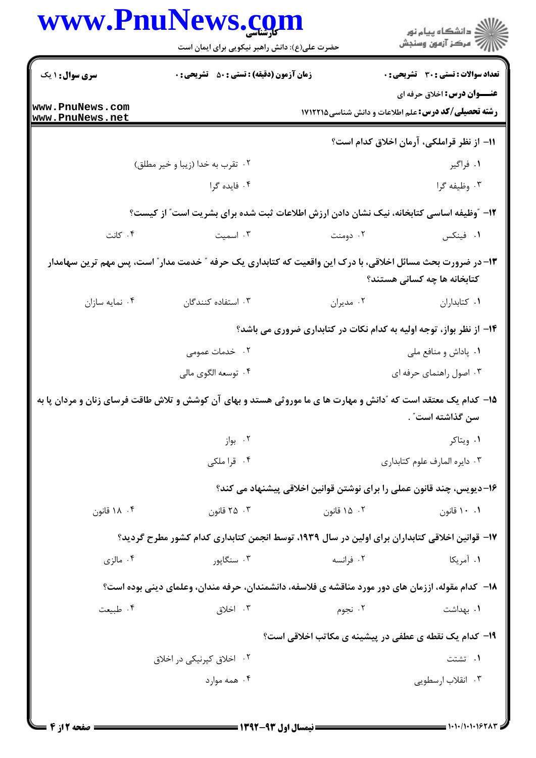**سری سوال:** ۱ یک

**زمان آزمون (دقیقه) : تستی : ۵۰ تشریحی : ۰**

**تعداد سوالات : تستی : ۳۰ تشریحی : ۰**

**عنـــوان درس:** اخلاق حرفه ای

**رشته تحصیلی/کد درس:** علم اطلاعات و دانش شناسی ۱۷۱۲۲۱۵

**۱۱- از نظر قراملکی، آرمان اخلاق کدام است؟**

۱. فراگیر

۲. تقرب به خدا (زیبا و خیر مطلق)

۳. وظیفه گرا

۴. فایده گرا

**۱۲- "وظیفه اساسی کتابخانه، نیک نشان دادن ارزش اطلاعات ثبت شده برای بشریت است" از کیست؟**

۱. فینکس

۲. دومنت

۳. اسمیت

۴. کانت

**۱۳- در ضرورت بحث مسائل اخلاقی، با درک این واقعیت که کتابداری یک حرفه " خدمت مدار" است، پس مهم ترین سهامدار کتابخانه ها چه کسانی هستند؟**

۱. کتابداران

۲. مدیران

۳. استفاده کنندگان

۴. نمایه سازان

**۱۴- از نظر بواز، توجه اولیه به کدام نکات در کتابداری ضروری می باشد؟**

۱. پاداش و منافع ملی

۲. خدمات عمومی

۳. اصول راهنمای حرفه ای

۴. توسعه الگوی مالی

**۱۵- کدام یک معتقد است که "دانش و مهارت ها ی ما موروثی هستند و بهای آن کوشش و تلاش طاقت فرسای زنان و مردان پا به سن گذاشته است".**

۱. ویتاکر

۲. بواز

۳. دایره المارف علوم کتابداری

۴. قرا ملکی

**۱۶- دیویس، چند قانون عملی را برای نوشتن قوانین اخلاقی پیشنهاد می کند؟**

۱. ۱۰ قانون

۲. ۱۵ قانون

۳. ۲۵ قانون

۴. ۱۸ قانون

**۱۷- قوانین اخلاقی کتابداران برای اولین در سال ۱۹۳۹، توسط انجمن کتابداری کدام کشور مطرح گردید؟**

۱. آمریکا

۲. فرانسه

۳. سنگاپور

۴. مالزی

**۱۸- کدام مقوله، اززمان های دور مورد مناقشه ی فلاسفه، دانشمندان، حرفه مندان، وعلمای دینی بوده است؟**

۱. بهداشت

۲. نجوم

۳. اخلاق

۴. طبیعت

**۱۹- کدام یک نقطه ی عطفی در پیشینه ی مکاتب اخلاقی است؟**

۱. تشتت

۲. اخلاق کپرنیکی در اخلاق

۳. انقلاب ارسطویی

۴. همه موارد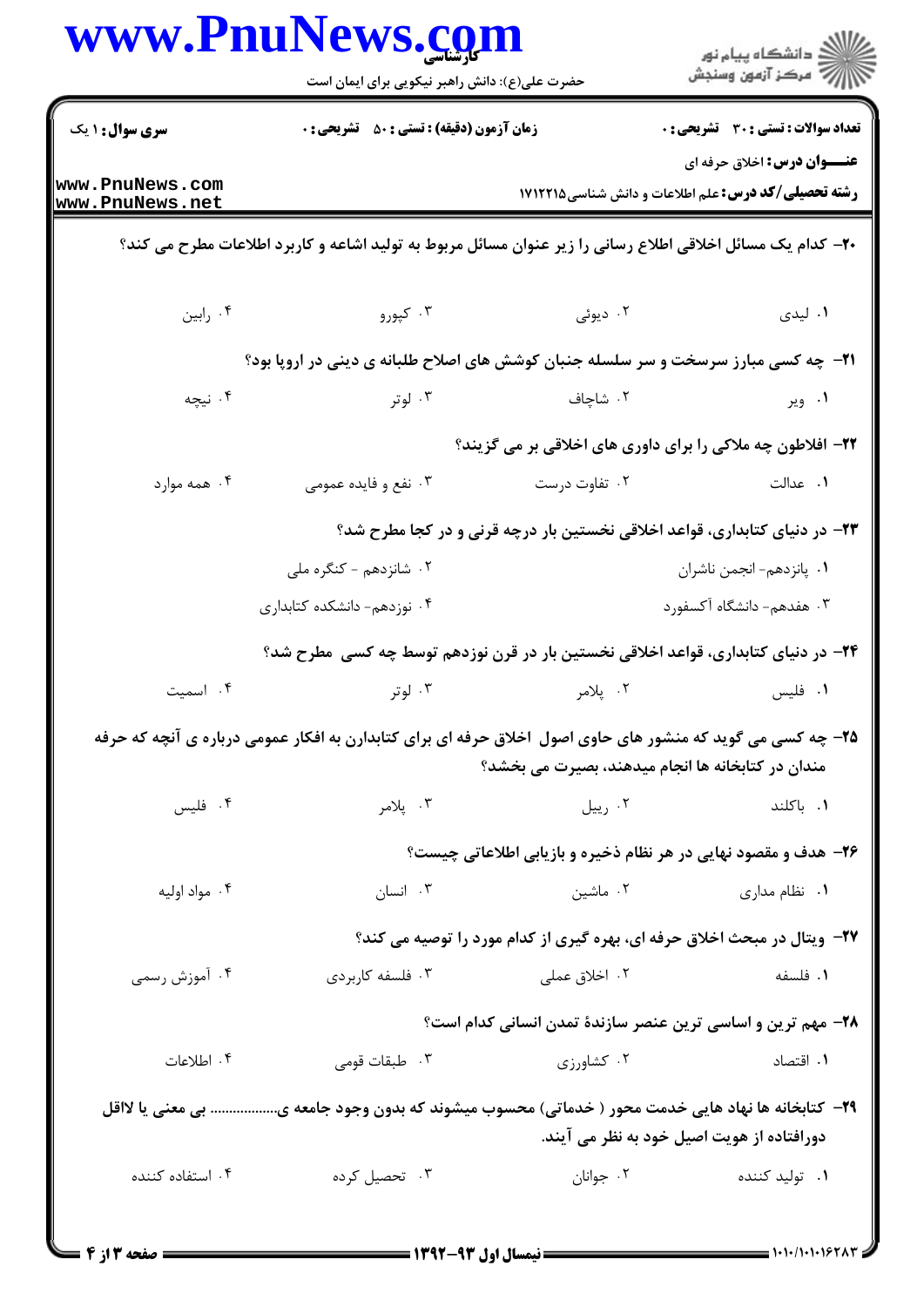**۲۰-** کدام یک مسائل اخلاقی اطلاع رسانی را زیر عنوان مسائل مربوط به تولید اشاعه و کاربرد اطلاعات مطرح می کند؟

۱. لیدی ۲. دیوئی ۳. کپورو ۴. رابین

**۲۱-** چه کسی مبارز سرسخت و سر سلسله جنبان کوشش های اصلاح طلبانه ی دینی در اروپا بود؟

۱. ویر ۲. شاچاف ۳. لوتر ۴. نیچه

**۲۲-** افلاطون چه ملاکی را برای داوری های اخلاقی بر می گزیند؟

۱. عدالت ۲. تفاوت درست ۳. نفع و فایده عمومی ۴. همه موارد

**۲۳-** در دنیای کتابداری، قواعد اخلاقی نخستین بار درچه قرنی و در کجا مطرح شد؟

۱. پانزدهم- انجمن ناشران
۲. شانزدهم - کنگره ملی
۳. هفدهم- دانشگاه آکسفورد
۴. نوزدهم- دانشکده کتابداری

**۲۴-** در دنیای کتابداری، قواعد اخلاقی نخستین بار در قرن نوزدهم توسط چه کسی مطرح شد؟

۱. فلیس ۲. پلامر ۳. لوتر ۴. اسمیت

**۲۵-** چه کسی می گوید که منشور های حاوی اصول اخلاق حرفه ای برای کتابدارن به افکار عمومی درباره ی آنچه که حرفه مندان در کتابخانه ها انجام میدهند، بصیرت می بخشد؟

۱. باکلند ۲. ربیل ۳. پلامر ۴. فلیس

**۲۶-** هدف و مقصود نهایی در هر نظام ذخیره و بازیابی اطلاعاتی چیست؟

۱. نظام مداری ۲. ماشین ۳. انسان ۴. مواد اولیه

**۲۷-** ویتال در مبحث اخلاق حرفه ای، بهره گیری از کدام مورد را توصیه می کند؟

۱. فلسفه ۲. اخلاق عملی ۳. فلسفه کاربردی ۴. آموزش رسمی

**۲۸-** مهم ترین و اساسی ترین عنصر سازندهٔ تمدن انسانی کدام است؟

۱. اقتصاد ۲. کشاورزی ۳. طبقات قومی ۴. اطلاعات

**۲۹-** کتابخانه ها نهاد هایی خدمت محور ( خدماتی) محسوب میشوند که بدون وجود جامعه ی................. بی معنی یا لااقل دورافتاده از هویت اصیل خود به نظر می آیند.

۱. تولید کننده ۲. جوانان ۳. تحصیل کرده ۴. استفاده کننده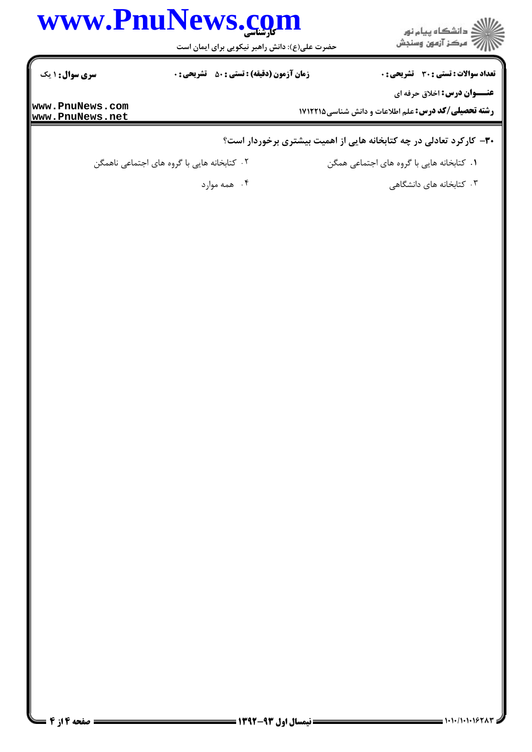۳۰- کارکرد تعادلی در چه کتابخانه هایی از اهمیت بیشتری برخوردار است؟

۱. کتابخانه هایی با گروه های اجتماعی همگن

۲. کتابخانه هایی با گروه های اجتماعی ناهمگن

۳. کتابخانه های دانشگاهی

۴. همه موارد